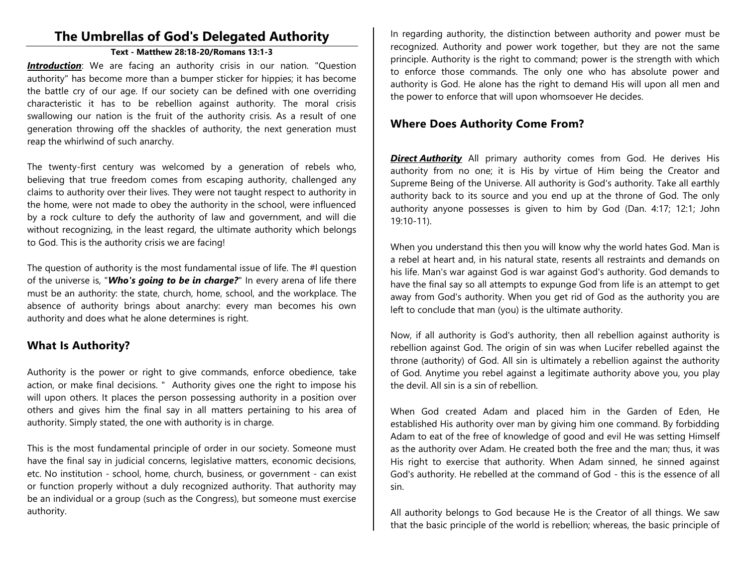# The Umbrellas of God's Delegated Authority

**Text - Matthew 28:18-20/Romans 13:1-3**

***Introduction***: We are facing an authority crisis in our nation. "Question authority" has become more than a bumper sticker for hippies; it has become the battle cry of our age. If our society can be defined with one overriding characteristic it has to be rebellion against authority. The moral crisis swallowing our nation is the fruit of the authority crisis. As a result of one generation throwing off the shackles of authority, the next generation must reap the whirlwind of such anarchy.

The twenty-first century was welcomed by a generation of rebels who, believing that true freedom comes from escaping authority, challenged any claims to authority over their lives. They were not taught respect to authority in the home, were not made to obey the authority in the school, were influenced by a rock culture to defy the authority of law and government, and will die without recognizing, in the least regard, the ultimate authority which belongs to God. This is the authority crisis we are facing!

The question of authority is the most fundamental issue of life. The #l question of the universe is, "***Who's going to be in charge?***" In every arena of life there must be an authority: the state, church, home, school, and the workplace. The absence of authority brings about anarchy: every man becomes his own authority and does what he alone determines is right.

## What Is Authority?

Authority is the power or right to give commands, enforce obedience, take action, or make final decisions. " Authority gives one the right to impose his will upon others. It places the person possessing authority in a position over others and gives him the final say in all matters pertaining to his area of authority. Simply stated, the one with authority is in charge.

This is the most fundamental principle of order in our society. Someone must have the final say in judicial concerns, legislative matters, economic decisions, etc. No institution - school, home, church, business, or government - can exist or function properly without a duly recognized authority. That authority may be an individual or a group (such as the Congress), but someone must exercise authority.

In regarding authority, the distinction between authority and power must be recognized. Authority and power work together, but they are not the same principle. Authority is the right to command; power is the strength with which to enforce those commands. The only one who has absolute power and authority is God. He alone has the right to demand His will upon all men and the power to enforce that will upon whomsoever He decides.

## Where Does Authority Come From?

***Direct Authority*** All primary authority comes from God. He derives His authority from no one; it is His by virtue of Him being the Creator and Supreme Being of the Universe. All authority is God's authority. Take all earthly authority back to its source and you end up at the throne of God. The only authority anyone possesses is given to him by God (Dan. 4:17; 12:1; John 19:10-11).

When you understand this then you will know why the world hates God. Man is a rebel at heart and, in his natural state, resents all restraints and demands on his life. Man's war against God is war against God's authority. God demands to have the final say so all attempts to expunge God from life is an attempt to get away from God's authority. When you get rid of God as the authority you are left to conclude that man (you) is the ultimate authority.

Now, if all authority is God's authority, then all rebellion against authority is rebellion against God. The origin of sin was when Lucifer rebelled against the throne (authority) of God. All sin is ultimately a rebellion against the authority of God. Anytime you rebel against a legitimate authority above you, you play the devil. All sin is a sin of rebellion.

When God created Adam and placed him in the Garden of Eden, He established His authority over man by giving him one command. By forbidding Adam to eat of the free of knowledge of good and evil He was setting Himself as the authority over Adam. He created both the free and the man; thus, it was His right to exercise that authority. When Adam sinned, he sinned against God's authority. He rebelled at the command of God - this is the essence of all sin.

All authority belongs to God because He is the Creator of all things. We saw that the basic principle of the world is rebellion; whereas, the basic principle of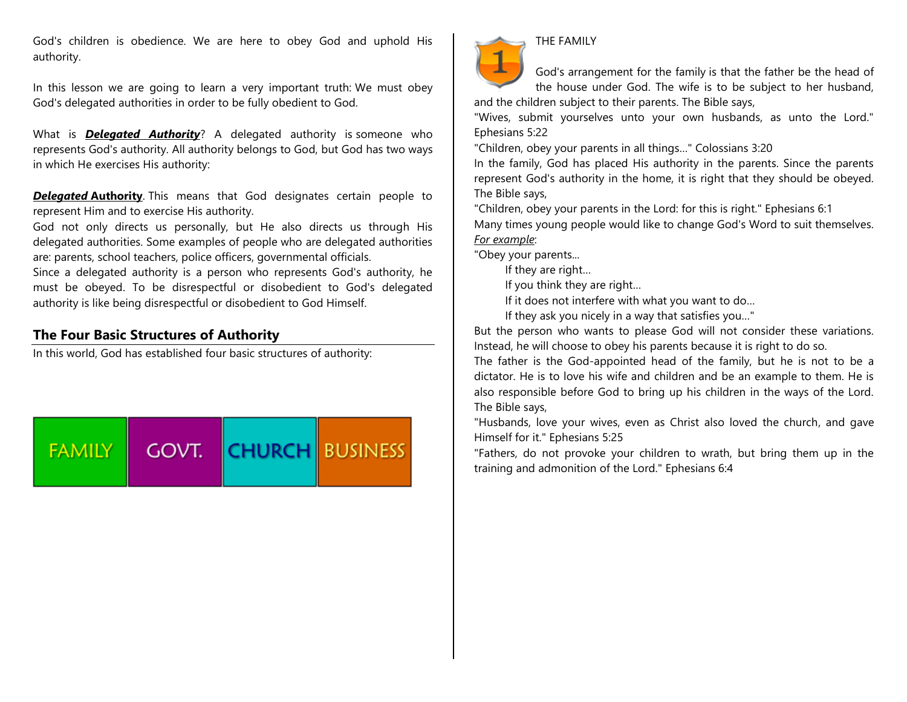God's children is obedience. We are here to obey God and uphold His authority.

In this lesson we are going to learn a very important truth: We must obey God's delegated authorities in order to be fully obedient to God.

What is ***Delegated Authority***? A delegated authority is someone who represents God's authority. All authority belongs to God, but God has two ways in which He exercises His authority:

***Delegated* Authority**. This means that God designates certain people to represent Him and to exercise His authority.
God not only directs us personally, but He also directs us through His delegated authorities. Some examples of people who are delegated authorities are: parents, school teachers, police officers, governmental officials.
Since a delegated authority is a person who represents God's authority, he must be obeyed. To be disrespectful or disobedient to God's delegated authority is like being disrespectful or disobedient to God Himself.

## The Four Basic Structures of Authority

In this world, God has established four basic structures of authority:

| FAMILY | GOVT. | CHURCH | BUSINESS |
|---|---|---|---|

1

THE FAMILY

God's arrangement for the family is that the father be the head of the house under God. The wife is to be subject to her husband, and the children subject to their parents. The Bible says,
"Wives, submit yourselves unto your own husbands, as unto the Lord." Ephesians 5:22
"Children, obey your parents in all things..." Colossians 3:20
In the family, God has placed His authority in the parents. Since the parents represent God's authority in the home, it is right that they should be obeyed. The Bible says,
"Children, obey your parents in the Lord: for this is right." Ephesians 6:1
Many times young people would like to change God's Word to suit themselves. *For example*:
"Obey your parents...
If they are right...
If you think they are right...
If it does not interfere with what you want to do...
If they ask you nicely in a way that satisfies you..."
But the person who wants to please God will not consider these variations. Instead, he will choose to obey his parents because it is right to do so.
The father is the God-appointed head of the family, but he is not to be a dictator. He is to love his wife and children and be an example to them. He is also responsible before God to bring up his children in the ways of the Lord. The Bible says,
"Husbands, love your wives, even as Christ also loved the church, and gave Himself for it." Ephesians 5:25
"Fathers, do not provoke your children to wrath, but bring them up in the training and admonition of the Lord." Ephesians 6:4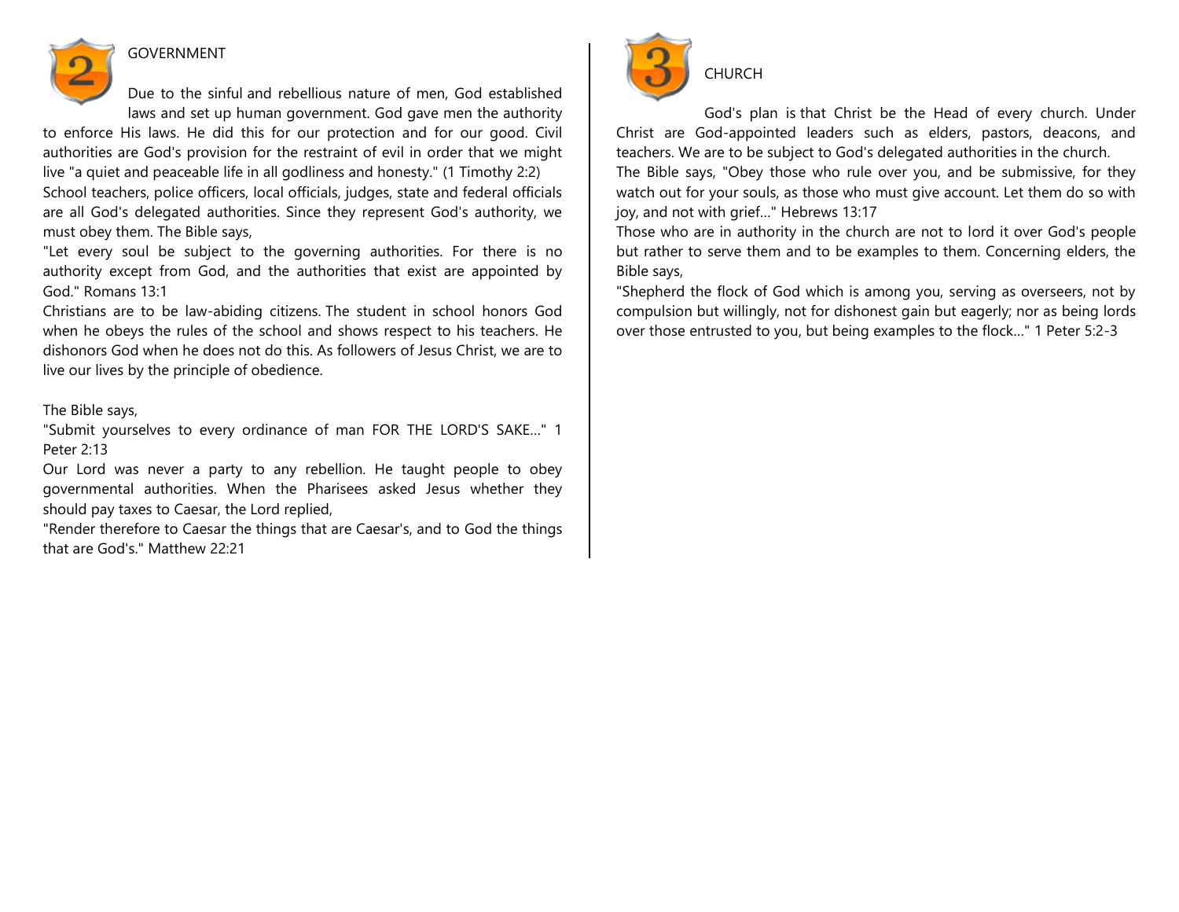## 2 GOVERNMENT

Due to the sinful and rebellious nature of men, God established laws and set up human government. God gave men the authority to enforce His laws. He did this for our protection and for our good. Civil authorities are God's provision for the restraint of evil in order that we might live "a quiet and peaceable life in all godliness and honesty." (1 Timothy 2:2)

School teachers, police officers, local officials, judges, state and federal officials are all God's delegated authorities. Since they represent God's authority, we must obey them. The Bible says,

"Let every soul be subject to the governing authorities. For there is no authority except from God, and the authorities that exist are appointed by God." Romans 13:1

Christians are to be law-abiding citizens. The student in school honors God when he obeys the rules of the school and shows respect to his teachers. He dishonors God when he does not do this. As followers of Jesus Christ, we are to live our lives by the principle of obedience.

The Bible says,

"Submit yourselves to every ordinance of man FOR THE LORD'S SAKE..." 1 Peter 2:13

Our Lord was never a party to any rebellion. He taught people to obey governmental authorities. When the Pharisees asked Jesus whether they should pay taxes to Caesar, the Lord replied,

"Render therefore to Caesar the things that are Caesar's, and to God the things that are God's." Matthew 22:21

## 3 CHURCH

God's plan is that Christ be the Head of every church. Under Christ are God-appointed leaders such as elders, pastors, deacons, and teachers. We are to be subject to God's delegated authorities in the church.

The Bible says, "Obey those who rule over you, and be submissive, for they watch out for your souls, as those who must give account. Let them do so with joy, and not with grief..." Hebrews 13:17

Those who are in authority in the church are not to lord it over God's people but rather to serve them and to be examples to them. Concerning elders, the Bible says,

"Shepherd the flock of God which is among you, serving as overseers, not by compulsion but willingly, not for dishonest gain but eagerly; nor as being lords over those entrusted to you, but being examples to the flock..." 1 Peter 5:2-3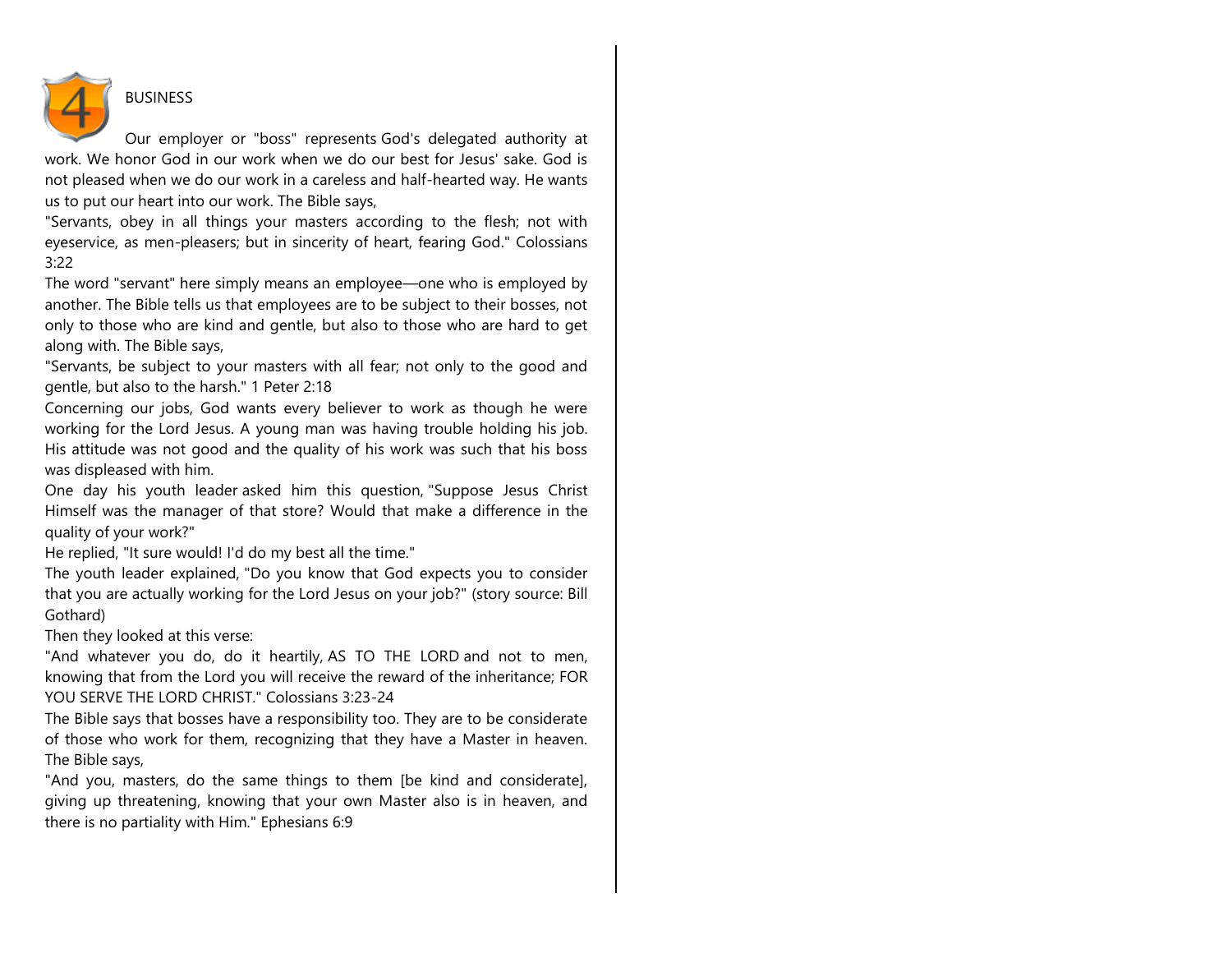## BUSINESS

Our employer or "boss" represents God's delegated authority at work. We honor God in our work when we do our best for Jesus' sake. God is not pleased when we do our work in a careless and half-hearted way. He wants us to put our heart into our work. The Bible says,

"Servants, obey in all things your masters according to the flesh; not with eyeservice, as men-pleasers; but in sincerity of heart, fearing God." Colossians 3:22

The word "servant" here simply means an employee—one who is employed by another. The Bible tells us that employees are to be subject to their bosses, not only to those who are kind and gentle, but also to those who are hard to get along with. The Bible says,

"Servants, be subject to your masters with all fear; not only to the good and gentle, but also to the harsh." 1 Peter 2:18

Concerning our jobs, God wants every believer to work as though he were working for the Lord Jesus. A young man was having trouble holding his job. His attitude was not good and the quality of his work was such that his boss was displeased with him.

One day his youth leader asked him this question, "Suppose Jesus Christ Himself was the manager of that store? Would that make a difference in the quality of your work?"

He replied, "It sure would! I'd do my best all the time."

The youth leader explained, "Do you know that God expects you to consider that you are actually working for the Lord Jesus on your job?" (story source: Bill Gothard)

Then they looked at this verse:

"And whatever you do, do it heartily, AS TO THE LORD and not to men, knowing that from the Lord you will receive the reward of the inheritance; FOR YOU SERVE THE LORD CHRIST." Colossians 3:23-24

The Bible says that bosses have a responsibility too. They are to be considerate of those who work for them, recognizing that they have a Master in heaven. The Bible says,

"And you, masters, do the same things to them [be kind and considerate], giving up threatening, knowing that your own Master also is in heaven, and there is no partiality with Him." Ephesians 6:9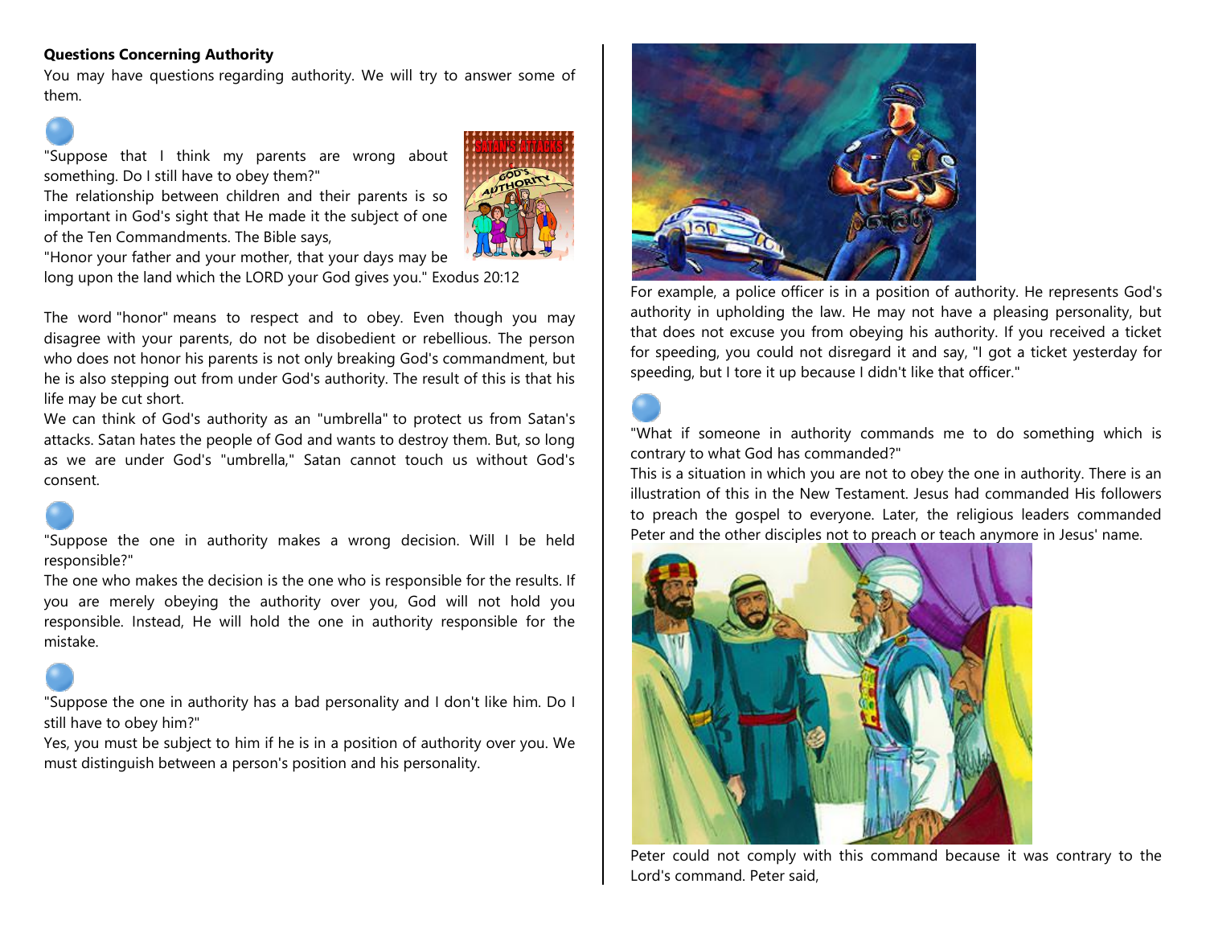**Questions Concerning Authority**

You may have questions regarding authority. We will try to answer some of them.

"Suppose that I think my parents are wrong about something. Do I still have to obey them?"

The relationship between children and their parents is so important in God's sight that He made it the subject of one of the Ten Commandments. The Bible says,

"Honor your father and your mother, that your days may be long upon the land which the LORD your God gives you." Exodus 20:12

The word "honor" means to respect and to obey. Even though you may disagree with your parents, do not be disobedient or rebellious. The person who does not honor his parents is not only breaking God's commandment, but he is also stepping out from under God's authority. The result of this is that his life may be cut short.

We can think of God's authority as an "umbrella" to protect us from Satan's attacks. Satan hates the people of God and wants to destroy them. But, so long as we are under God's "umbrella," Satan cannot touch us without God's consent.

"Suppose the one in authority makes a wrong decision. Will I be held responsible?"

The one who makes the decision is the one who is responsible for the results. If you are merely obeying the authority over you, God will not hold you responsible. Instead, He will hold the one in authority responsible for the mistake.

"Suppose the one in authority has a bad personality and I don't like him. Do I still have to obey him?"

Yes, you must be subject to him if he is in a position of authority over you. We must distinguish between a person's position and his personality.

For example, a police officer is in a position of authority. He represents God's authority in upholding the law. He may not have a pleasing personality, but that does not excuse you from obeying his authority. If you received a ticket for speeding, you could not disregard it and say, "I got a ticket yesterday for speeding, but I tore it up because I didn't like that officer."

"What if someone in authority commands me to do something which is contrary to what God has commanded?"

This is a situation in which you are not to obey the one in authority. There is an illustration of this in the New Testament. Jesus had commanded His followers to preach the gospel to everyone. Later, the religious leaders commanded Peter and the other disciples not to preach or teach anymore in Jesus' name.

Peter could not comply with this command because it was contrary to the Lord's command. Peter said,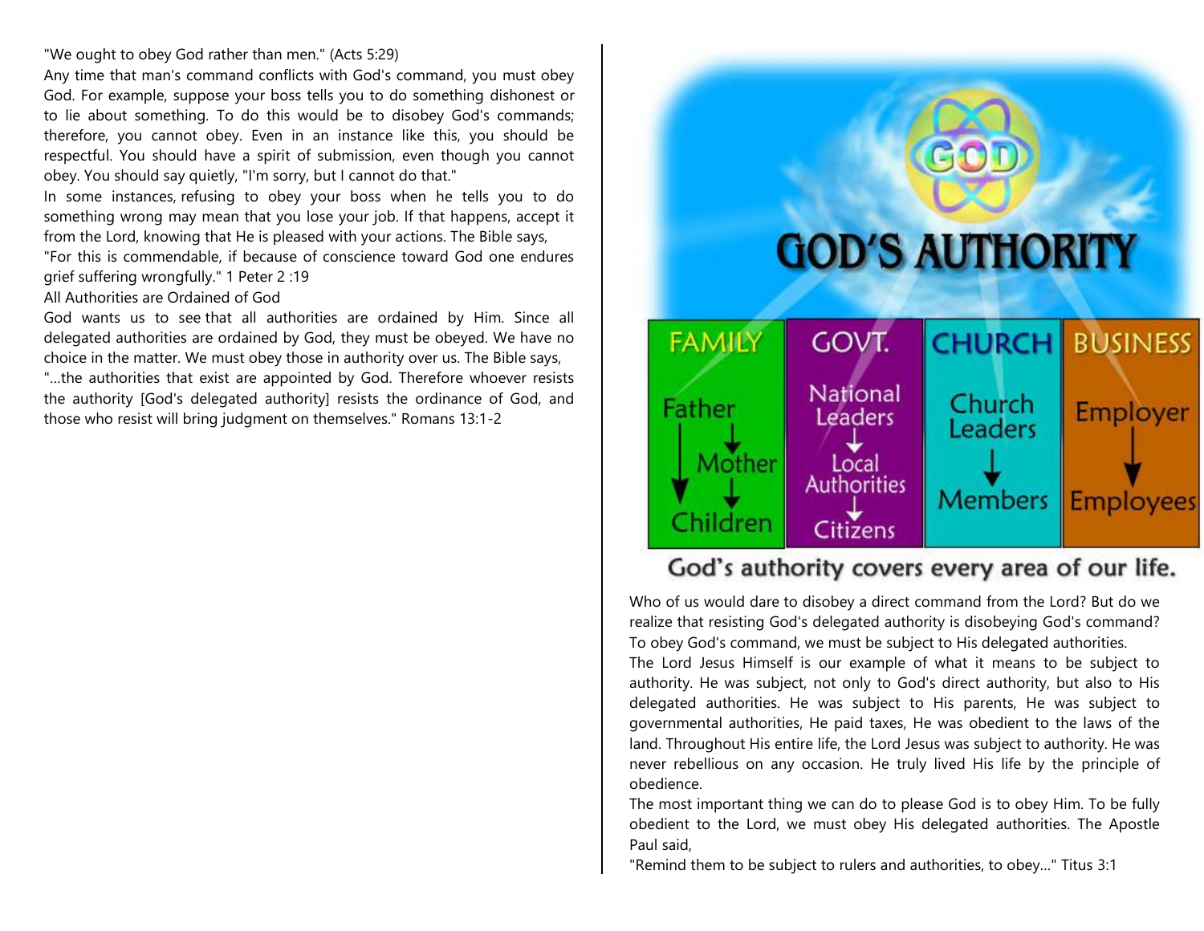"We ought to obey God rather than men." (Acts 5:29)

Any time that man's command conflicts with God's command, you must obey God. For example, suppose your boss tells you to do something dishonest or to lie about something. To do this would be to disobey God's commands; therefore, you cannot obey. Even in an instance like this, you should be respectful. You should have a spirit of submission, even though you cannot obey. You should say quietly, "I'm sorry, but I cannot do that."

In some instances, refusing to obey your boss when he tells you to do something wrong may mean that you lose your job. If that happens, accept it from the Lord, knowing that He is pleased with your actions. The Bible says,

"For this is commendable, if because of conscience toward God one endures grief suffering wrongfully." 1 Peter 2 :19

## All Authorities are Ordained of God

God wants us to see that all authorities are ordained by Him. Since all delegated authorities are ordained by God, they must be obeyed. We have no choice in the matter. We must obey those in authority over us. The Bible says,

"...the authorities that exist are appointed by God. Therefore whoever resists the authority [God's delegated authority] resists the ordinance of God, and those who resist will bring judgment on themselves." Romans 13:1-2

GOD

GOD'S AUTHORITY

FAMILY: Father, Mother, Children

GOVT.: National Leaders, Local Authorities, Citizens

CHURCH: Church Leaders, Members

BUSINESS: Employer, Employees

God's authority covers every area of our life.

Who of us would dare to disobey a direct command from the Lord? But do we realize that resisting God's delegated authority is disobeying God's command? To obey God's command, we must be subject to His delegated authorities.

The Lord Jesus Himself is our example of what it means to be subject to authority. He was subject, not only to God's direct authority, but also to His delegated authorities. He was subject to His parents, He was subject to governmental authorities, He paid taxes, He was obedient to the laws of the land. Throughout His entire life, the Lord Jesus was subject to authority. He was never rebellious on any occasion. He truly lived His life by the principle of obedience.

The most important thing we can do to please God is to obey Him. To be fully obedient to the Lord, we must obey His delegated authorities. The Apostle Paul said,

"Remind them to be subject to rulers and authorities, to obey..." Titus 3:1